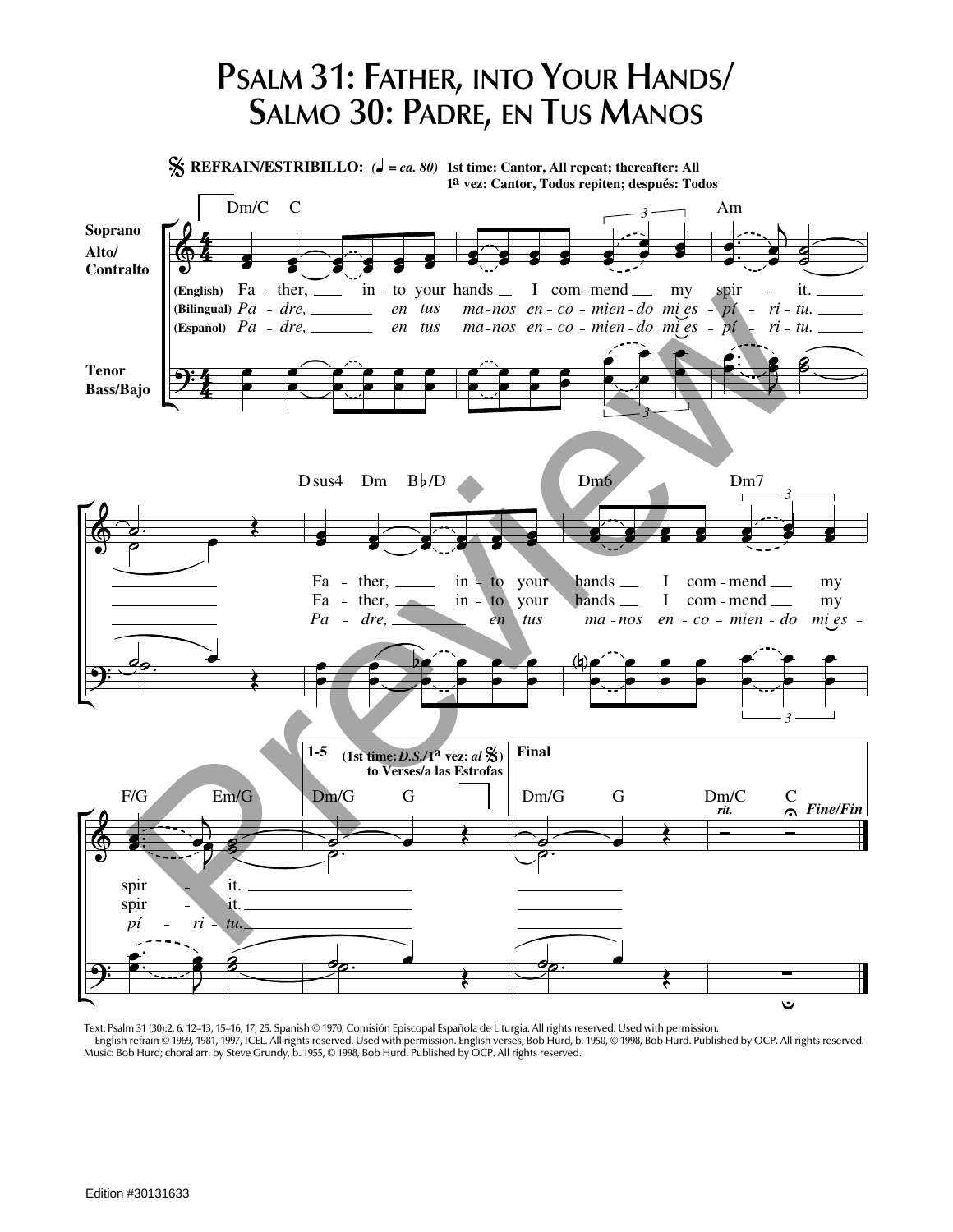# Psalm 31: Father, into Your Hands/ Salmo 30: Padre, en Tus Manos

**REFRAIN/ESTRIBILLO:** (♩ = *ca.* 80) **1st time: Cantor, All repeat; thereafter: All**
**1ª vez: Cantor, Todos repiten; después: Todos**

Soprano
Alto/Contralto

Tenor
Bass/Bajo

Dm/C C Am

(English) Fa - ther, in - to your hands I com - mend my spir - it.
(Bilingual) *Pa - dre, en tus ma - nos en - co - mien - do mi es - pí - ri - tu.*
(Español) *Pa - dre, en tus ma - nos en - co - mien - do mi es - pí - ri - tu.*

Dsus4 Dm B♭/D Dm6 Dm7

Fa - ther, in - to your hands I com - mend my
Fa - ther, in - to your hands I com - mend my
*Pa - dre, en tus ma - nos en - co - mien - do mi es -*

F/G Em/G Dm/G G

spir - it.
spir - it.
*pí - ri - tu.*

1-5 (1st time: *D.S.*/1ª vez: *al* 𝄋) to Verses/a las Estrofas

Final

Dm/G G Dm/C C

*rit.* *Fine/Fin*

Text: Psalm 31 (30):2, 6, 12–13, 15–16, 17, 25. Spanish © 1970, Comisión Episcopal Española de Liturgia. All rights reserved. Used with permission.
English refrain © 1969, 1981, 1997, ICEL. All rights reserved. Used with permission. English verses, Bob Hurd, b. 1950, © 1998, Bob Hurd. Published by OCP. All rights reserved.
Music: Bob Hurd; choral arr. by Steve Grundy, b. 1955, © 1998, Bob Hurd. Published by OCP. All rights reserved.

Edition #30131633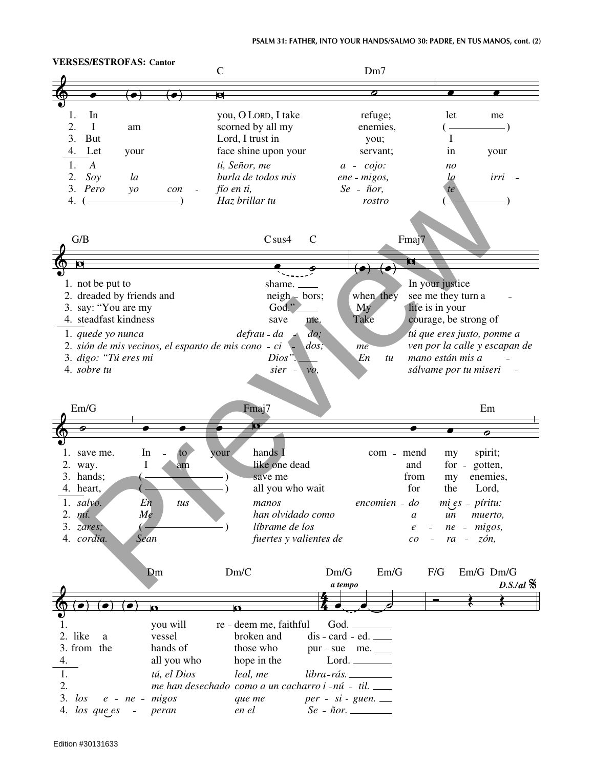**VERSES/ESTROFAS: Cantor**

1. In you, O LORD, I take refuge; let me not be put to shame. In your justice save me. Into your hands I commend my spirit; you will redeem me, faithful God.

2. I am scorned by all my enemies, dreaded by friends and neighbors; when they see me they turn away. I am like one dead and forgotten, like a vessel broken and discarded.

3. But Lord, I trust in you; I say: "You are my God." My life is in your hands; save me from my enemies, from the hands of those who pursue me.

4. Let your face shine upon your servant; in your steadfast kindness save me. Take courage, be strong of heart, all you who wait for the Lord, all you who hope in the Lord.

1. *A ti, Señor, me acojo: no quede yo nunca defraudado; tú que eres justo, ponme a salvo. En tus manos encomiendo mi espíritu: tú, el Dios leal, me librarás.*

2. *Soy la burla de todos mis enemigos, la irrisión de mis vecinos, el espanto de mis conocidos; me ven por la calle y escapan de mí. Me han olvidado como a un muerto, me han desechado como a un cacharro inútil.*

3. *Pero yo confío en ti, Señor, te digo: "Tú eres mi Dios". En tu mano están mis azares; líbrame de los enemigos, de los enemigos que me persiguen.*

4. *Haz brillar tu rostro sobre tu siervo, sálvame por tu misericordia. Sean fuertes y valientes de corazón, los que esperan en el Señor.*

Edition #30131633